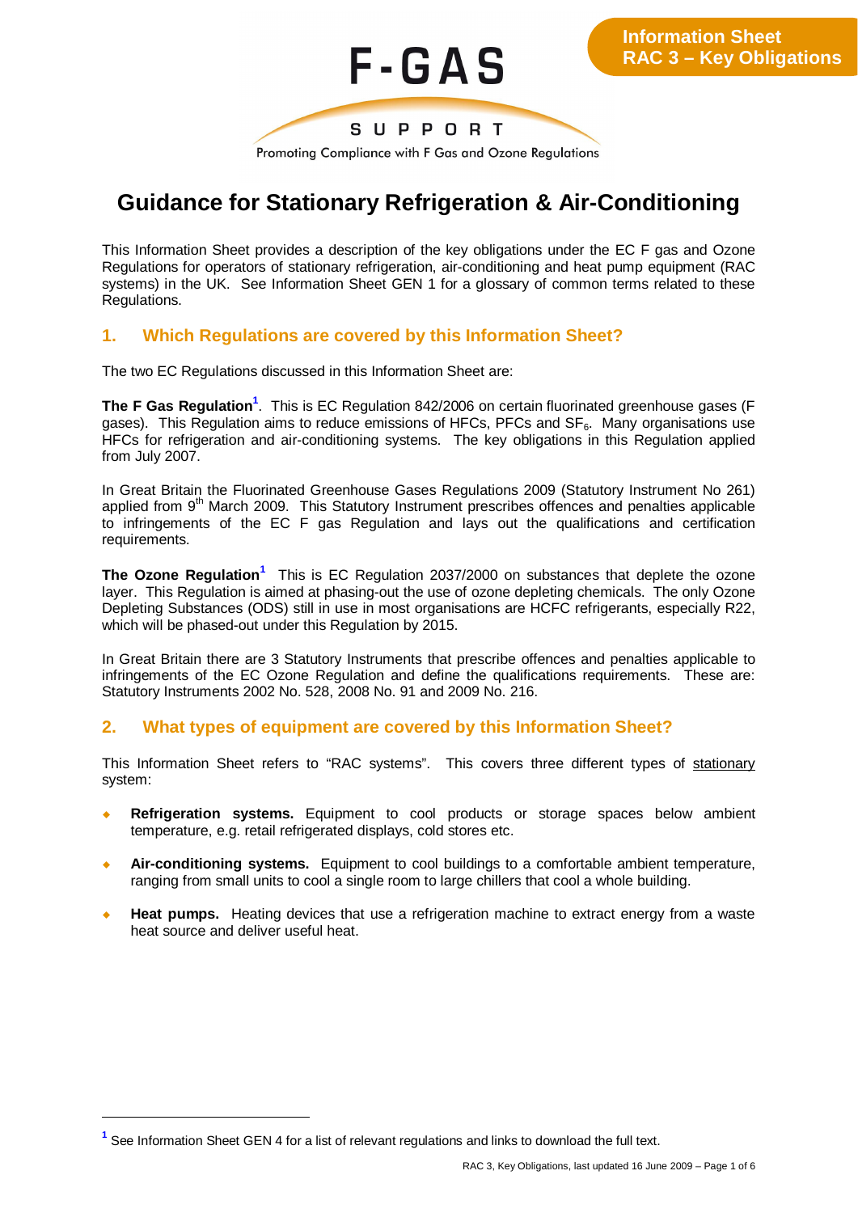Information Sheet
RAC 3 – Key Obligations

F-GAS
SUPPORT
Promoting Compliance with F Gas and Ozone Regulations

# Guidance for Stationary Refrigeration & Air-Conditioning

This Information Sheet provides a description of the key obligations under the EC F gas and Ozone Regulations for operators of stationary refrigeration, air-conditioning and heat pump equipment (RAC systems) in the UK. See Information Sheet GEN 1 for a glossary of common terms related to these Regulations.

## 1. Which Regulations are covered by this Information Sheet?

The two EC Regulations discussed in this Information Sheet are:

**The F Gas Regulation**[1]. This is EC Regulation 842/2006 on certain fluorinated greenhouse gases (F gases). This Regulation aims to reduce emissions of HFCs, PFCs and $SF_6$. Many organisations use HFCs for refrigeration and air-conditioning systems. The key obligations in this Regulation applied from July 2007.

In Great Britain the Fluorinated Greenhouse Gases Regulations 2009 (Statutory Instrument No 261) applied from 9th March 2009. This Statutory Instrument prescribes offences and penalties applicable to infringements of the EC F gas Regulation and lays out the qualifications and certification requirements.

**The Ozone Regulation**[1] This is EC Regulation 2037/2000 on substances that deplete the ozone layer. This Regulation is aimed at phasing-out the use of ozone depleting chemicals. The only Ozone Depleting Substances (ODS) still in use in most organisations are HCFC refrigerants, especially R22, which will be phased-out under this Regulation by 2015.

In Great Britain there are 3 Statutory Instruments that prescribe offences and penalties applicable to infringements of the EC Ozone Regulation and define the qualifications requirements. These are: Statutory Instruments 2002 No. 528, 2008 No. 91 and 2009 No. 216.

## 2. What types of equipment are covered by this Information Sheet?

This Information Sheet refers to "RAC systems". This covers three different types of stationary system:

- **Refrigeration systems.** Equipment to cool products or storage spaces below ambient temperature, e.g. retail refrigerated displays, cold stores etc.
- **Air-conditioning systems.** Equipment to cool buildings to a comfortable ambient temperature, ranging from small units to cool a single room to large chillers that cool a whole building.
- **Heat pumps.** Heating devices that use a refrigeration machine to extract energy from a waste heat source and deliver useful heat.

[1] See Information Sheet GEN 4 for a list of relevant regulations and links to download the full text.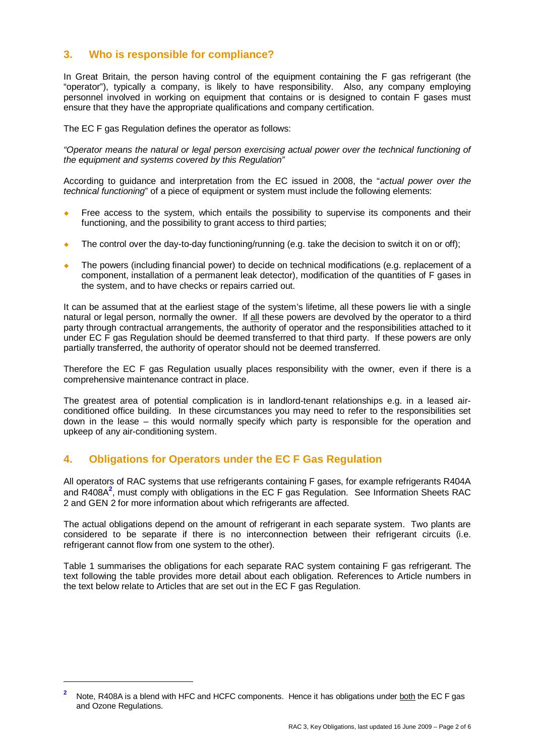## 3. Who is responsible for compliance?

In Great Britain, the person having control of the equipment containing the F gas refrigerant (the "operator"), typically a company, is likely to have responsibility. Also, any company employing personnel involved in working on equipment that contains or is designed to contain F gases must ensure that they have the appropriate qualifications and company certification.

The EC F gas Regulation defines the operator as follows:

*"Operator means the natural or legal person exercising actual power over the technical functioning of the equipment and systems covered by this Regulation"*

According to guidance and interpretation from the EC issued in 2008, the "*actual power over the technical functioning*" of a piece of equipment or system must include the following elements:

- Free access to the system, which entails the possibility to supervise its components and their functioning, and the possibility to grant access to third parties;
- The control over the day-to-day functioning/running (e.g. take the decision to switch it on or off);
- The powers (including financial power) to decide on technical modifications (e.g. replacement of a component, installation of a permanent leak detector), modification of the quantities of F gases in the system, and to have checks or repairs carried out.

It can be assumed that at the earliest stage of the system's lifetime, all these powers lie with a single natural or legal person, normally the owner. If <u>all</u> these powers are devolved by the operator to a third party through contractual arrangements, the authority of operator and the responsibilities attached to it under EC F gas Regulation should be deemed transferred to that third party. If these powers are only partially transferred, the authority of operator should not be deemed transferred.

Therefore the EC F gas Regulation usually places responsibility with the owner, even if there is a comprehensive maintenance contract in place.

The greatest area of potential complication is in landlord-tenant relationships e.g. in a leased air-conditioned office building. In these circumstances you may need to refer to the responsibilities set down in the lease – this would normally specify which party is responsible for the operation and upkeep of any air-conditioning system.

## 4. Obligations for Operators under the EC F Gas Regulation

All operators of RAC systems that use refrigerants containing F gases, for example refrigerants R404A and R408A[2], must comply with obligations in the EC F gas Regulation. See Information Sheets RAC 2 and GEN 2 for more information about which refrigerants are affected.

The actual obligations depend on the amount of refrigerant in each separate system. Two plants are considered to be separate if there is no interconnection between their refrigerant circuits (i.e. refrigerant cannot flow from one system to the other).

Table 1 summarises the obligations for each separate RAC system containing F gas refrigerant. The text following the table provides more detail about each obligation. References to Article numbers in the text below relate to Articles that are set out in the EC F gas Regulation.

---

[2] Note, R408A is a blend with HFC and HCFC components. Hence it has obligations under <u>both</u> the EC F gas and Ozone Regulations.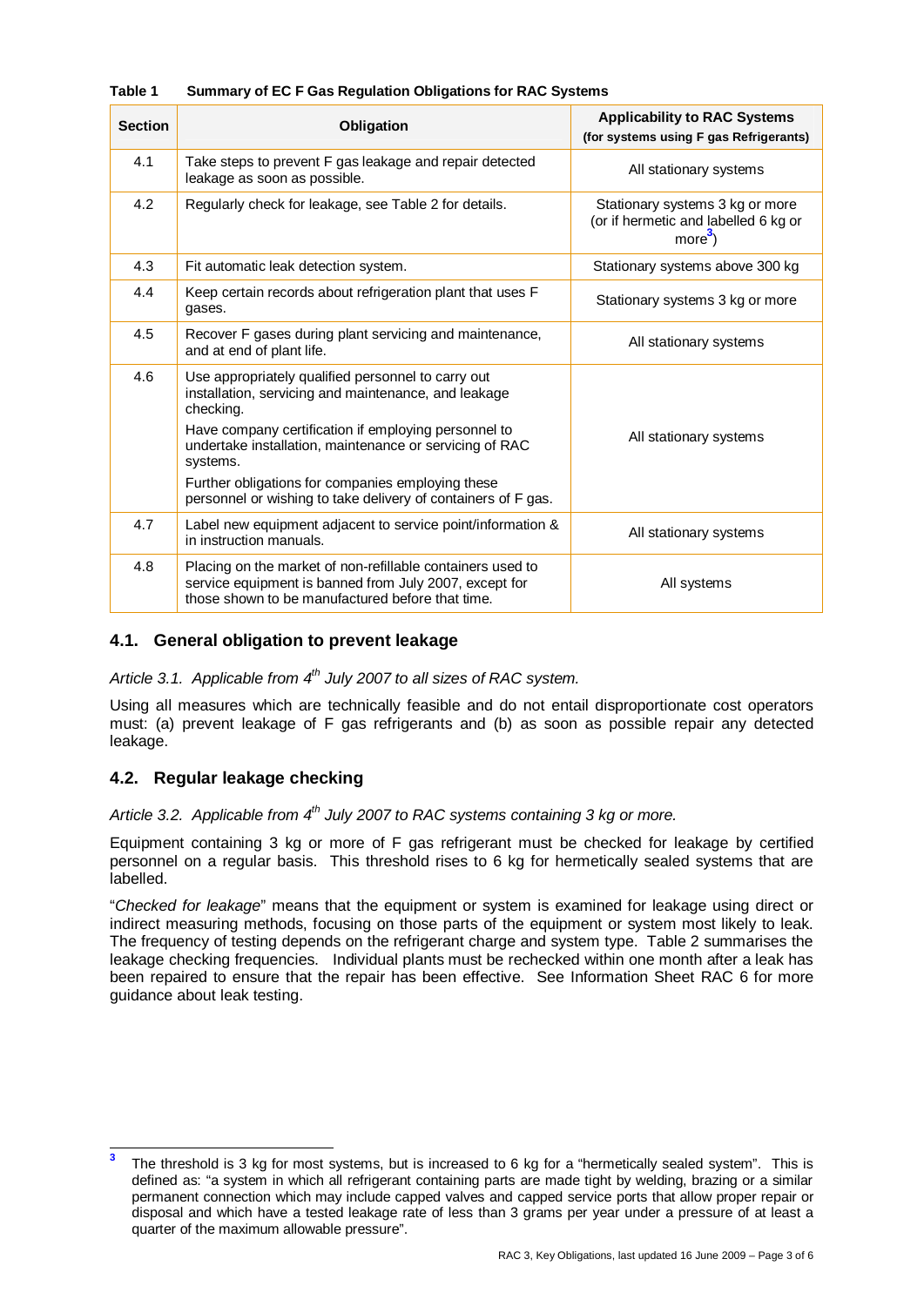**Table 1 Summary of EC F Gas Regulation Obligations for RAC Systems**

| Section | Obligation | Applicability to RAC Systems (for systems using F gas Refrigerants) |
|---|---|---|
| 4.1 | Take steps to prevent F gas leakage and repair detected leakage as soon as possible. | All stationary systems |
| 4.2 | Regularly check for leakage, see Table 2 for details. | Stationary systems 3 kg or more (or if hermetic and labelled 6 kg or more[3]) |
| 4.3 | Fit automatic leak detection system. | Stationary systems above 300 kg |
| 4.4 | Keep certain records about refrigeration plant that uses F gases. | Stationary systems 3 kg or more |
| 4.5 | Recover F gases during plant servicing and maintenance, and at end of plant life. | All stationary systems |
| 4.6 | Use appropriately qualified personnel to carry out installation, servicing and maintenance, and leakage checking.<br>Have company certification if employing personnel to undertake installation, maintenance or servicing of RAC systems.<br>Further obligations for companies employing these personnel or wishing to take delivery of containers of F gas. | All stationary systems |
| 4.7 | Label new equipment adjacent to service point/information & in instruction manuals. | All stationary systems |
| 4.8 | Placing on the market of non-refillable containers used to service equipment is banned from July 2007, except for those shown to be manufactured before that time. | All systems |

## 4.1. General obligation to prevent leakage

*Article 3.1. Applicable from 4th July 2007 to all sizes of RAC system.*

Using all measures which are technically feasible and do not entail disproportionate cost operators must: (a) prevent leakage of F gas refrigerants and (b) as soon as possible repair any detected leakage.

## 4.2. Regular leakage checking

*Article 3.2. Applicable from 4th July 2007 to RAC systems containing 3 kg or more.*

Equipment containing 3 kg or more of F gas refrigerant must be checked for leakage by certified personnel on a regular basis. This threshold rises to 6 kg for hermetically sealed systems that are labelled.

"*Checked for leakage*" means that the equipment or system is examined for leakage using direct or indirect measuring methods, focusing on those parts of the equipment or system most likely to leak. The frequency of testing depends on the refrigerant charge and system type. Table 2 summarises the leakage checking frequencies. Individual plants must be rechecked within one month after a leak has been repaired to ensure that the repair has been effective. See Information Sheet RAC 6 for more guidance about leak testing.

---

[3] The threshold is 3 kg for most systems, but is increased to 6 kg for a "hermetically sealed system". This is defined as: "a system in which all refrigerant containing parts are made tight by welding, brazing or a similar permanent connection which may include capped valves and capped service ports that allow proper repair or disposal and which have a tested leakage rate of less than 3 grams per year under a pressure of at least a quarter of the maximum allowable pressure".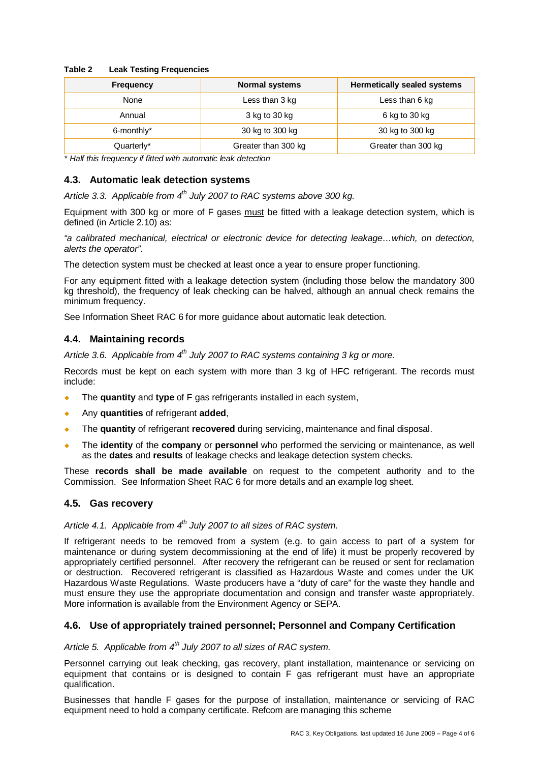**Table 2 Leak Testing Frequencies**

| Frequency | Normal systems | Hermetically sealed systems |
|---|---|---|
| None | Less than 3 kg | Less than 6 kg |
| Annual | 3 kg to 30 kg | 6 kg to 30 kg |
| 6-monthly* | 30 kg to 300 kg | 30 kg to 300 kg |
| Quarterly* | Greater than 300 kg | Greater than 300 kg |

*\* Half this frequency if fitted with automatic leak detection*

### 4.3. Automatic leak detection systems

*Article 3.3. Applicable from 4th July 2007 to RAC systems above 300 kg.*

Equipment with 300 kg or more of F gases must be fitted with a leakage detection system, which is defined (in Article 2.10) as:

*"a calibrated mechanical, electrical or electronic device for detecting leakage…which, on detection, alerts the operator".*

The detection system must be checked at least once a year to ensure proper functioning.

For any equipment fitted with a leakage detection system (including those below the mandatory 300 kg threshold), the frequency of leak checking can be halved, although an annual check remains the minimum frequency.

See Information Sheet RAC 6 for more guidance about automatic leak detection.

### 4.4. Maintaining records

*Article 3.6. Applicable from 4th July 2007 to RAC systems containing 3 kg or more.*

Records must be kept on each system with more than 3 kg of HFC refrigerant. The records must include:

- The **quantity** and **type** of F gas refrigerants installed in each system,
- Any **quantities** of refrigerant **added**,
- The **quantity** of refrigerant **recovered** during servicing, maintenance and final disposal.
- The **identity** of the **company** or **personnel** who performed the servicing or maintenance, as well as the **dates** and **results** of leakage checks and leakage detection system checks.

These **records shall be made available** on request to the competent authority and to the Commission. See Information Sheet RAC 6 for more details and an example log sheet.

### 4.5. Gas recovery

*Article 4.1. Applicable from 4th July 2007 to all sizes of RAC system.*

If refrigerant needs to be removed from a system (e.g. to gain access to part of a system for maintenance or during system decommissioning at the end of life) it must be properly recovered by appropriately certified personnel. After recovery the refrigerant can be reused or sent for reclamation or destruction. Recovered refrigerant is classified as Hazardous Waste and comes under the UK Hazardous Waste Regulations. Waste producers have a "duty of care" for the waste they handle and must ensure they use the appropriate documentation and consign and transfer waste appropriately. More information is available from the Environment Agency or SEPA.

### 4.6. Use of appropriately trained personnel; Personnel and Company Certification

*Article 5. Applicable from 4th July 2007 to all sizes of RAC system.*

Personnel carrying out leak checking, gas recovery, plant installation, maintenance or servicing on equipment that contains or is designed to contain F gas refrigerant must have an appropriate qualification.

Businesses that handle F gases for the purpose of installation, maintenance or servicing of RAC equipment need to hold a company certificate. Refcom are managing this scheme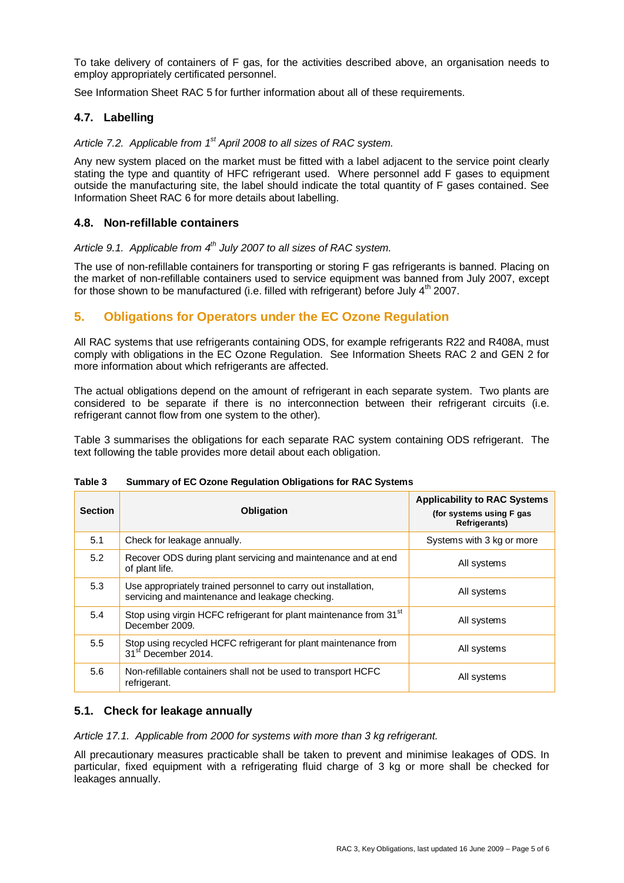To take delivery of containers of F gas, for the activities described above, an organisation needs to employ appropriately certificated personnel.

See Information Sheet RAC 5 for further information about all of these requirements.

### 4.7. Labelling

*Article 7.2. Applicable from 1st April 2008 to all sizes of RAC system.*

Any new system placed on the market must be fitted with a label adjacent to the service point clearly stating the type and quantity of HFC refrigerant used. Where personnel add F gases to equipment outside the manufacturing site, the label should indicate the total quantity of F gases contained. See Information Sheet RAC 6 for more details about labelling.

### 4.8. Non-refillable containers

*Article 9.1. Applicable from 4th July 2007 to all sizes of RAC system.*

The use of non-refillable containers for transporting or storing F gas refrigerants is banned. Placing on the market of non-refillable containers used to service equipment was banned from July 2007, except for those shown to be manufactured (i.e. filled with refrigerant) before July 4th 2007.

## 5. Obligations for Operators under the EC Ozone Regulation

All RAC systems that use refrigerants containing ODS, for example refrigerants R22 and R408A, must comply with obligations in the EC Ozone Regulation. See Information Sheets RAC 2 and GEN 2 for more information about which refrigerants are affected.

The actual obligations depend on the amount of refrigerant in each separate system. Two plants are considered to be separate if there is no interconnection between their refrigerant circuits (i.e. refrigerant cannot flow from one system to the other).

Table 3 summarises the obligations for each separate RAC system containing ODS refrigerant. The text following the table provides more detail about each obligation.

**Table 3 Summary of EC Ozone Regulation Obligations for RAC Systems**

| Section | Obligation | Applicability to RAC Systems (for systems using F gas Refrigerants) |
|---|---|---|
| 5.1 | Check for leakage annually. | Systems with 3 kg or more |
| 5.2 | Recover ODS during plant servicing and maintenance and at end of plant life. | All systems |
| 5.3 | Use appropriately trained personnel to carry out installation, servicing and maintenance and leakage checking. | All systems |
| 5.4 | Stop using virgin HCFC refrigerant for plant maintenance from 31st December 2009. | All systems |
| 5.5 | Stop using recycled HCFC refrigerant for plant maintenance from 31st December 2014. | All systems |
| 5.6 | Non-refillable containers shall not be used to transport HCFC refrigerant. | All systems |

### 5.1. Check for leakage annually

*Article 17.1. Applicable from 2000 for systems with more than 3 kg refrigerant.*

All precautionary measures practicable shall be taken to prevent and minimise leakages of ODS. In particular, fixed equipment with a refrigerating fluid charge of 3 kg or more shall be checked for leakages annually.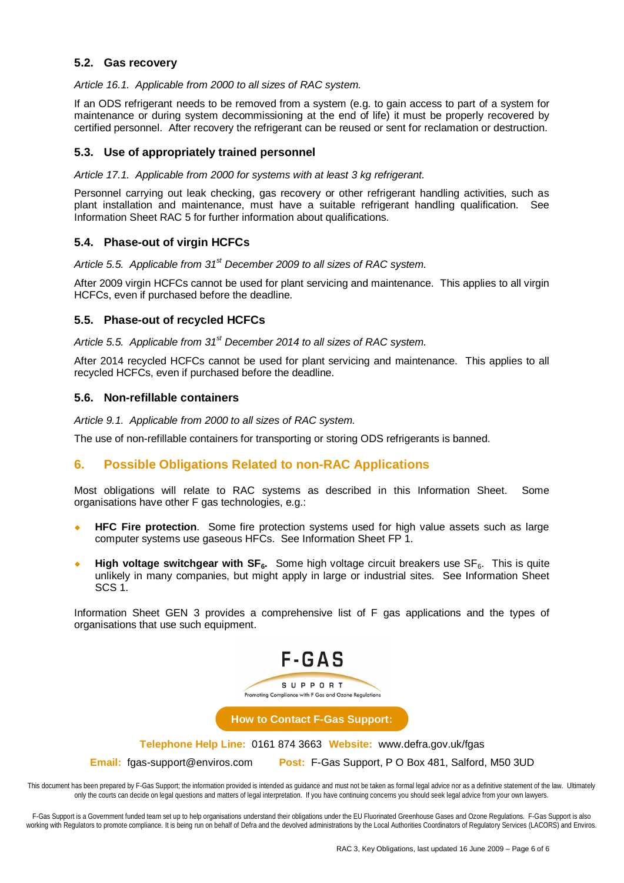### 5.2. Gas recovery

*Article 16.1. Applicable from 2000 to all sizes of RAC system.*

If an ODS refrigerant needs to be removed from a system (e.g. to gain access to part of a system for maintenance or during system decommissioning at the end of life) it must be properly recovered by certified personnel. After recovery the refrigerant can be reused or sent for reclamation or destruction.

### 5.3. Use of appropriately trained personnel

*Article 17.1. Applicable from 2000 for systems with at least 3 kg refrigerant.*

Personnel carrying out leak checking, gas recovery or other refrigerant handling activities, such as plant installation and maintenance, must have a suitable refrigerant handling qualification. See Information Sheet RAC 5 for further information about qualifications.

### 5.4. Phase-out of virgin HCFCs

*Article 5.5. Applicable from 31st December 2009 to all sizes of RAC system.*

After 2009 virgin HCFCs cannot be used for plant servicing and maintenance. This applies to all virgin HCFCs, even if purchased before the deadline.

### 5.5. Phase-out of recycled HCFCs

*Article 5.5. Applicable from 31st December 2014 to all sizes of RAC system.*

After 2014 recycled HCFCs cannot be used for plant servicing and maintenance. This applies to all recycled HCFCs, even if purchased before the deadline.

### 5.6. Non-refillable containers

*Article 9.1. Applicable from 2000 to all sizes of RAC system.*

The use of non-refillable containers for transporting or storing ODS refrigerants is banned.

## 6. Possible Obligations Related to non-RAC Applications

Most obligations will relate to RAC systems as described in this Information Sheet. Some organisations have other F gas technologies, e.g.:

- **HFC Fire protection**. Some fire protection systems used for high value assets such as large computer systems use gaseous HFCs. See Information Sheet FP 1.
- **High voltage switchgear with $SF_6$.** Some high voltage circuit breakers use $SF_6$. This is quite unlikely in many companies, but might apply in large or industrial sites. See Information Sheet SCS 1.

Information Sheet GEN 3 provides a comprehensive list of F gas applications and the types of organisations that use such equipment.

F-GAS SUPPORT
Promoting Compliance with F Gas and Ozone Regulations

**How to Contact F-Gas Support:**

**Telephone Help Line:** 0161 874 3663 **Website:** www.defra.gov.uk/fgas

**Email:** fgas-support@enviros.com **Post:** F-Gas Support, P O Box 481, Salford, M50 3UD

This document has been prepared by F-Gas Support; the information provided is intended as guidance and must not be taken as formal legal advice nor as a definitive statement of the law. Ultimately only the courts can decide on legal questions and matters of legal interpretation. If you have continuing concerns you should seek legal advice from your own lawyers.

F-Gas Support is a Government funded team set up to help organisations understand their obligations under the EU Fluorinated Greenhouse Gases and Ozone Regulations. F-Gas Support is also working with Regulators to promote compliance. It is being run on behalf of Defra and the devolved administrations by the Local Authorities Coordinators of Regulatory Services (LACORS) and Enviros.